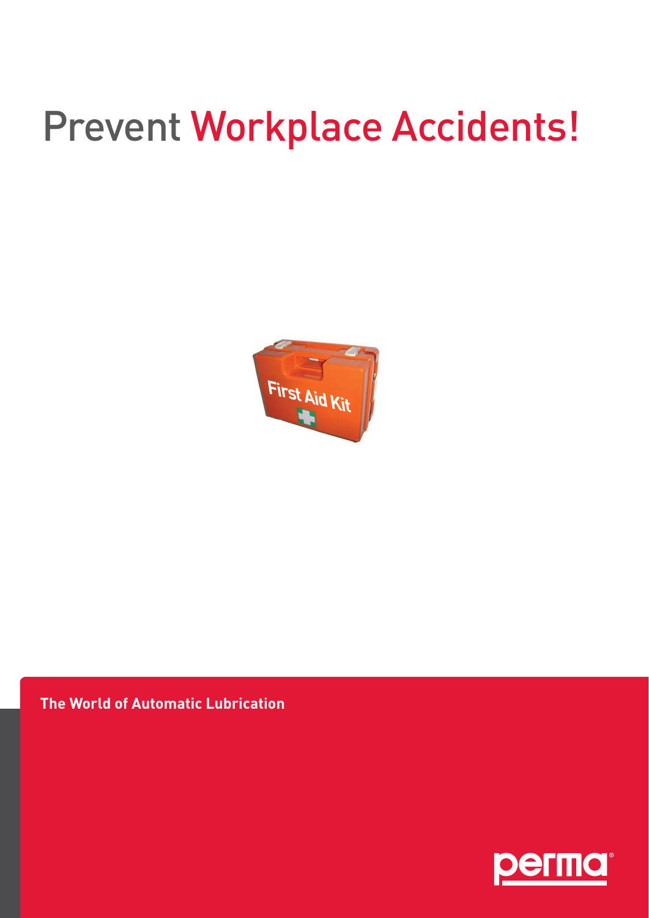# Prevent Workplace Accidents!

**The World of Automatic Lubrication**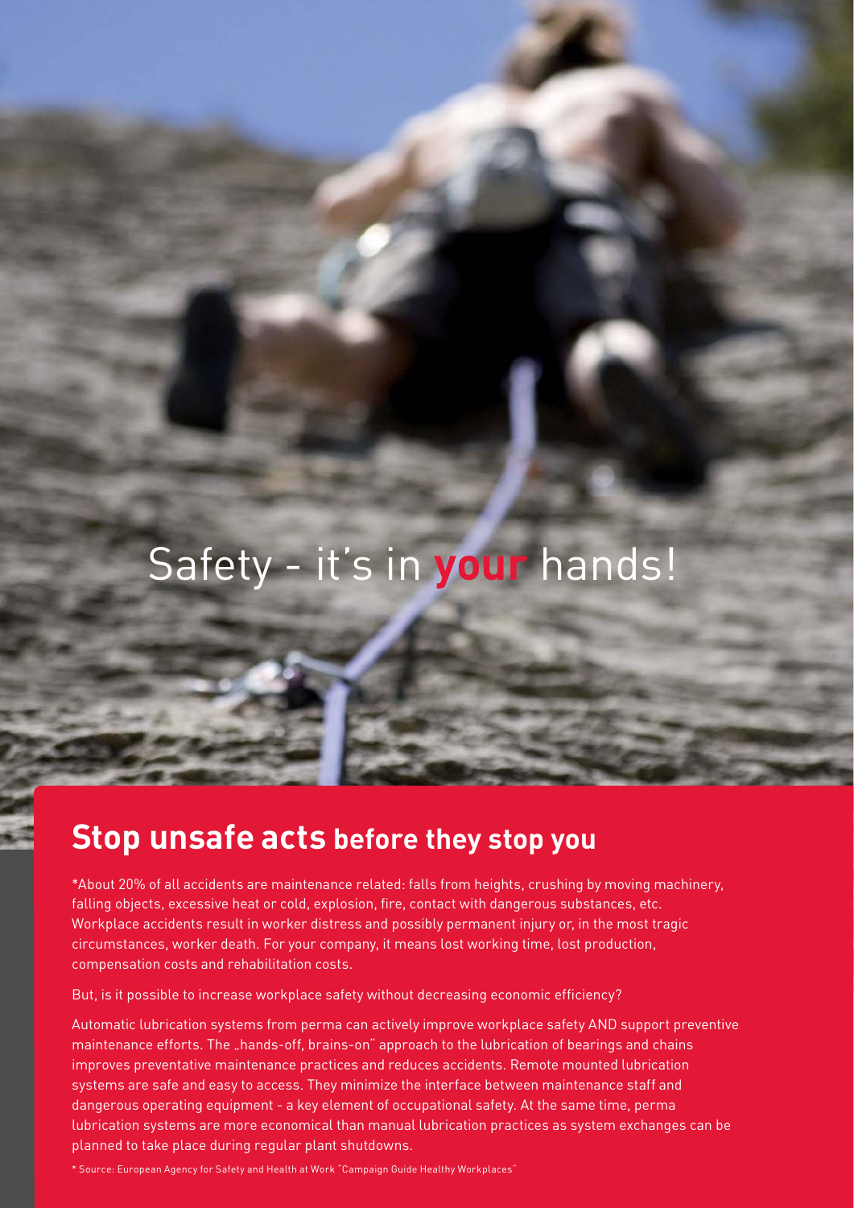# Safety - it's in **your** hands!

## **Stop unsafe acts** before they stop you

*About 20% of all accidents are maintenance related: falls from heights, crushing by moving machinery, falling objects, excessive heat or cold, explosion, fire, contact with dangerous substances, etc. Workplace accidents result in worker distress and possibly permanent injury or, in the most tragic circumstances, worker death. For your company, it means lost working time, lost production, compensation costs and rehabilitation costs.

But, is it possible to increase workplace safety without decreasing economic efficiency?

Automatic lubrication systems from perma can actively improve workplace safety AND support preventive maintenance efforts. The „hands-off, brains-on" approach to the lubrication of bearings and chains improves preventative maintenance practices and reduces accidents. Remote mounted lubrication systems are safe and easy to access. They minimize the interface between maintenance staff and dangerous operating equipment - a key element of occupational safety. At the same time, perma lubrication systems are more economical than manual lubrication practices as system exchanges can be planned to take place during regular plant shutdowns.

* Source: European Agency for Safety and Health at Work "Campaign Guide Healthy Workplaces"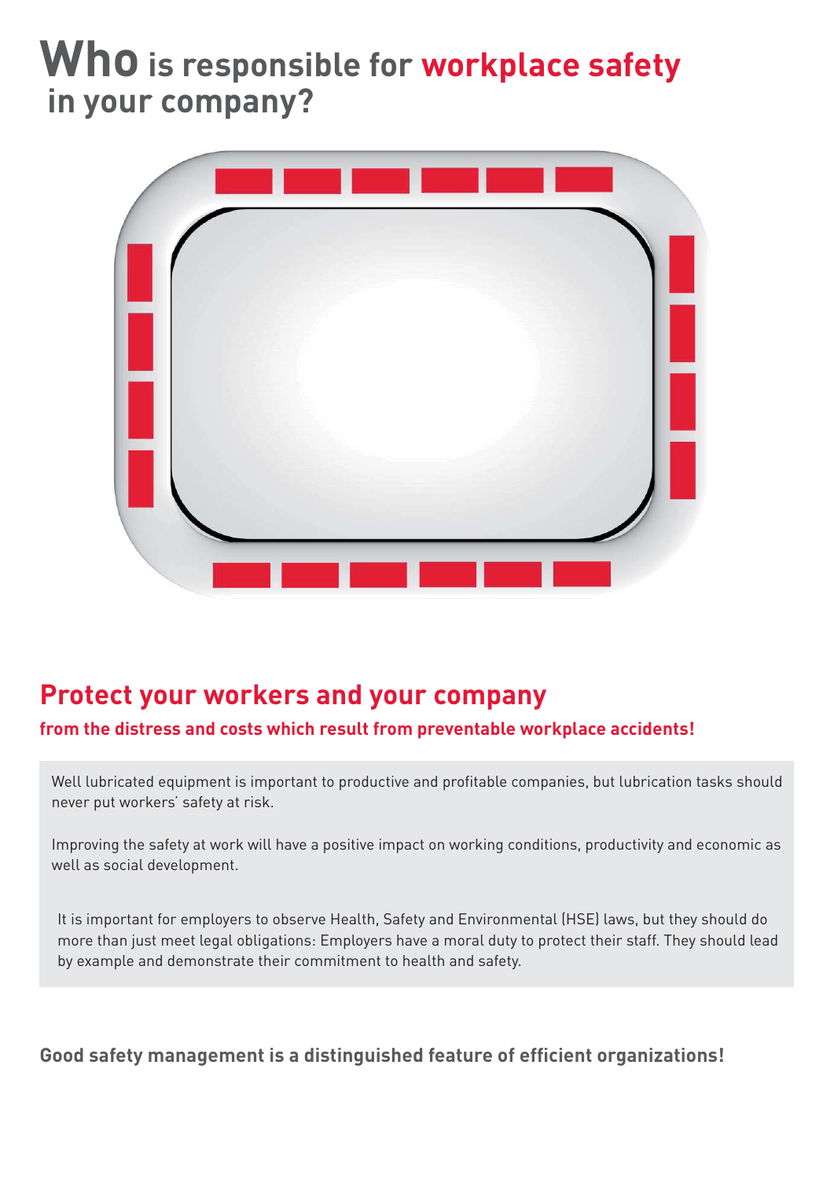# **Who** is responsible for workplace safety in your company?

## Protect your workers and your company

**from the distress and costs which result from preventable workplace accidents!**

Well lubricated equipment is important to productive and profitable companies, but lubrication tasks should never put workers' safety at risk.

Improving the safety at work will have a positive impact on working conditions, productivity and economic as well as social development.

It is important for employers to observe Health, Safety and Environmental (HSE) laws, but they should do more than just meet legal obligations: Employers have a moral duty to protect their staff. They should lead by example and demonstrate their commitment to health and safety.

**Good safety management is a distinguished feature of efficient organizations!**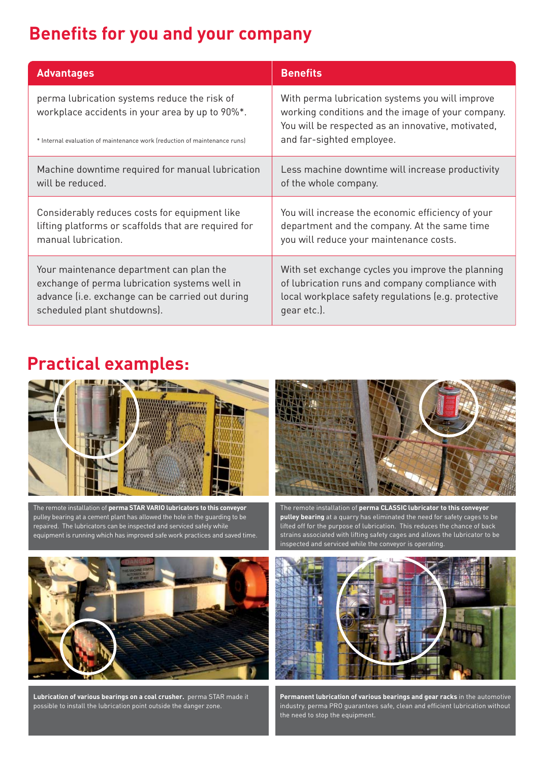# Benefits for you and your company

| Advantages | Benefits |
|---|---|
| perma lubrication systems reduce the risk of workplace accidents in your area by up to 90%*.<br><br>* Internal evaluation of maintenance work (reduction of maintenance runs) | With perma lubrication systems you will improve working conditions and the image of your company. You will be respected as an innovative, motivated, and far-sighted employee. |
| Machine downtime required for manual lubrication will be reduced. | Less machine downtime will increase productivity of the whole company. |
| Considerably reduces costs for equipment like lifting platforms or scaffolds that are required for manual lubrication. | You will increase the economic efficiency of your department and the company. At the same time you will reduce your maintenance costs. |
| Your maintenance department can plan the exchange of perma lubrication systems well in advance (i.e. exchange can be carried out during scheduled plant shutdowns). | With set exchange cycles you improve the planning of lubrication runs and company compliance with local workplace safety regulations (e.g. protective gear etc.). |

# Practical examples:

The remote installation of **perma STAR VARIO lubricators to this conveyor** pulley bearing at a cement plant has allowed the hole in the guarding to be repaired. The lubricators can be inspected and serviced safely while equipment is running which has improved safe work practices and saved time.

The remote installation of **perma CLASSIC lubricator to this conveyor pulley bearing** at a quarry has eliminated the need for safety cages to be lifted off for the purpose of lubrication. This reduces the chance of back strains associated with lifting safety cages and allows the lubricator to be inspected and serviced while the conveyor is operating.

**Lubrication of various bearings on a coal crusher.** perma STAR made it possible to install the lubrication point outside the danger zone.

**Permanent lubrication of various bearings and gear racks** in the automotive industry. perma PRO guarantees safe, clean and efficient lubrication without the need to stop the equipment.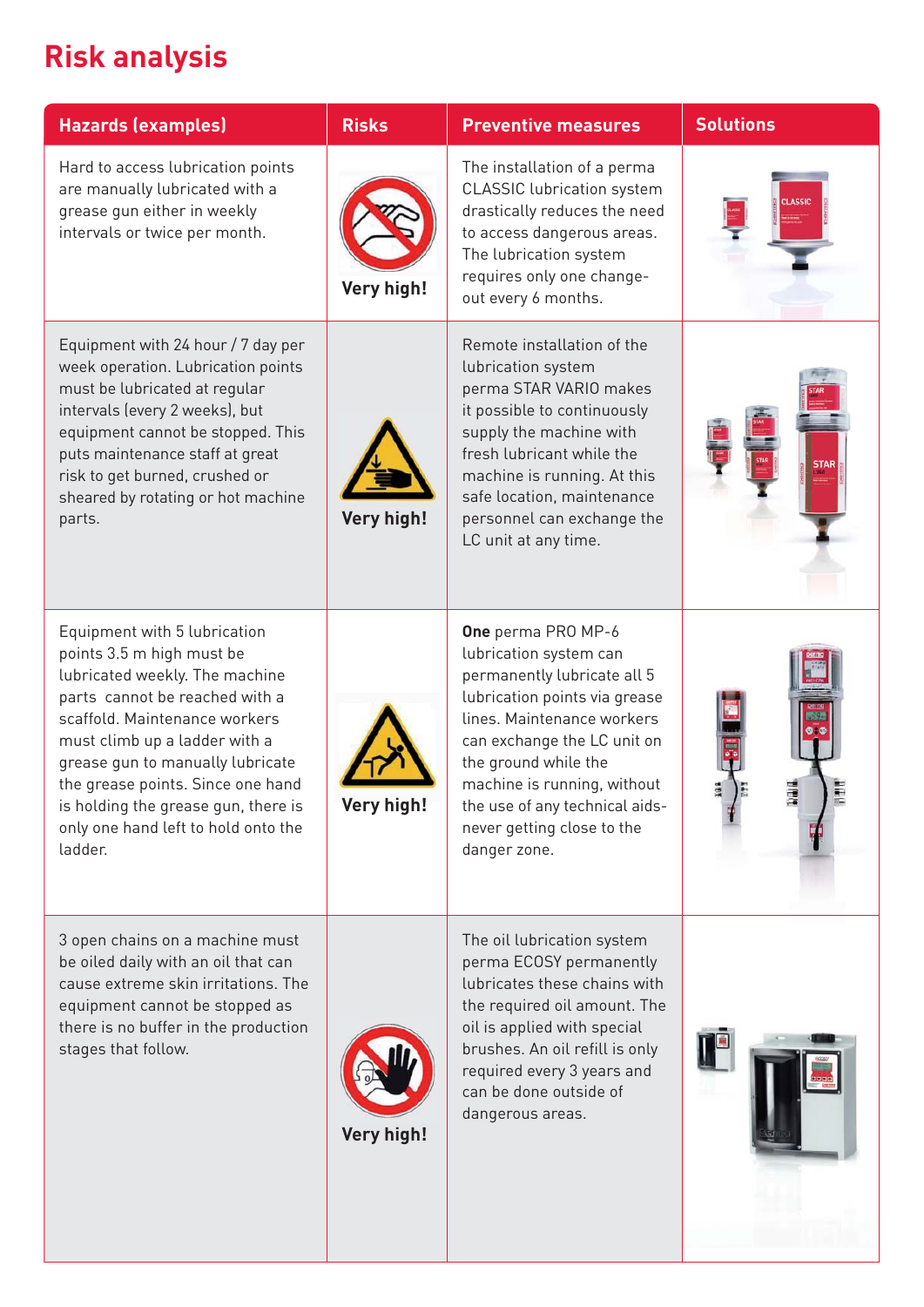# Risk analysis

| Hazards (examples) | Risks | Preventive measures | Solutions |
|---|---|---|---|
| Hard to access lubrication points are manually lubricated with a grease gun either in weekly intervals or twice per month. | Very high! | The installation of a perma CLASSIC lubrication system drastically reduces the need to access dangerous areas. The lubrication system requires only one change-out every 6 months. | |
| Equipment with 24 hour / 7 day per week operation. Lubrication points must be lubricated at regular intervals (every 2 weeks), but equipment cannot be stopped. This puts maintenance staff at great risk to get burned, crushed or sheared by rotating or hot machine parts. | Very high! | Remote installation of the lubrication system perma STAR VARIO makes it possible to continuously supply the machine with fresh lubricant while the machine is running. At this safe location, maintenance personnel can exchange the LC unit at any time. | |
| Equipment with 5 lubrication points 3.5 m high must be lubricated weekly. The machine parts cannot be reached with a scaffold. Maintenance workers must climb up a ladder with a grease gun to manually lubricate the grease points. Since one hand is holding the grease gun, there is only one hand left to hold onto the ladder. | Very high! | **One** perma PRO MP-6 lubrication system can permanently lubricate all 5 lubrication points via grease lines. Maintenance workers can exchange the LC unit on the ground while the machine is running, without the use of any technical aids- never getting close to the danger zone. | |
| 3 open chains on a machine must be oiled daily with an oil that can cause extreme skin irritations. The equipment cannot be stopped as there is no buffer in the production stages that follow. | Very high! | The oil lubrication system perma ECOSY permanently lubricates these chains with the required oil amount. The oil is applied with special brushes. An oil refill is only required every 3 years and can be done outside of dangerous areas. | |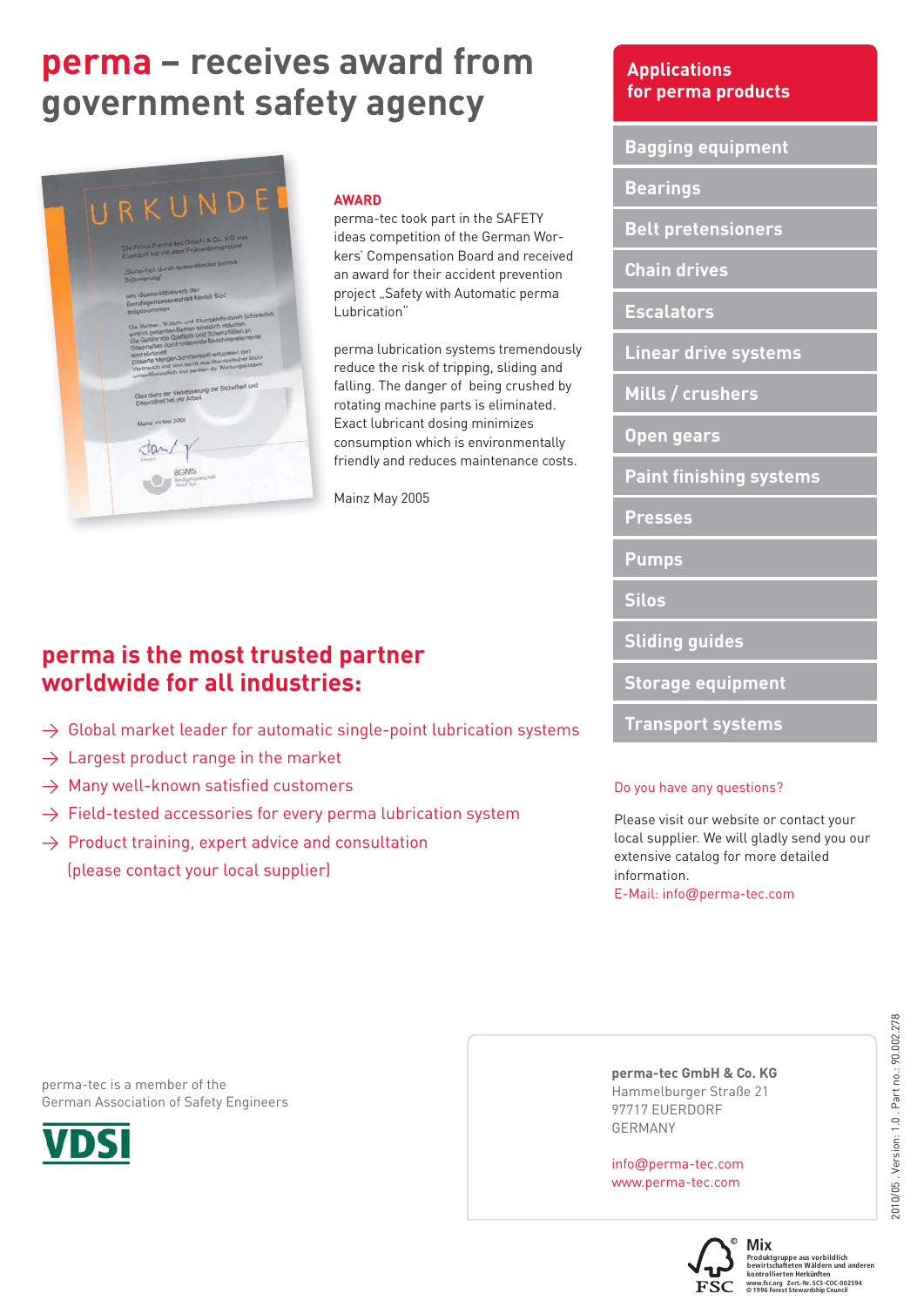# perma – receives award from government safety agency

**AWARD**

perma-tec took part in the SAFETY ideas competition of the German Workers' Compensation Board and received an award for their accident prevention project „Safety with Automatic perma Lubrication"

perma lubrication systems tremendously reduce the risk of tripping, sliding and falling. The danger of being crushed by rotating machine parts is eliminated. Exact lubricant dosing minimizes consumption which is environmentally friendly and reduces maintenance costs.

Mainz May 2005

## perma is the most trusted partner worldwide for all industries:

- → Global market leader for automatic single-point lubrication systems
- → Largest product range in the market
- → Many well-known satisfied customers
- → Field-tested accessories for every perma lubrication system
- → Product training, expert advice and consultation (please contact your local supplier)

## Applications for perma products

- Bagging equipment
- Bearings
- Belt pretensioners
- Chain drives
- Escalators
- Linear drive systems
- Mills / crushers
- Open gears
- Paint finishing systems
- Presses
- Pumps
- Silos
- Sliding guides
- Storage equipment
- Transport systems

Do you have any questions?

Please visit our website or contact your local supplier. We will gladly send you our extensive catalog for more detailed information.
E-Mail: info@perma-tec.com

perma-tec is a member of the German Association of Safety Engineers

VDSI

**perma-tec GmbH & Co. KG**
Hammelburger Straße 21
97717 EUERDORF
GERMANY

info@perma-tec.com
www.perma-tec.com

2010/05 . Version: 1.0 . Part no.: 90.002.278

Mix
Produktgruppe aus vorbildlich bewirtschafteten Wäldern und anderen kontrollierten Herkünften
www.fsc.org Zert.-Nr. SCS-COC-002594
© 1996 Forest Stewardship Council